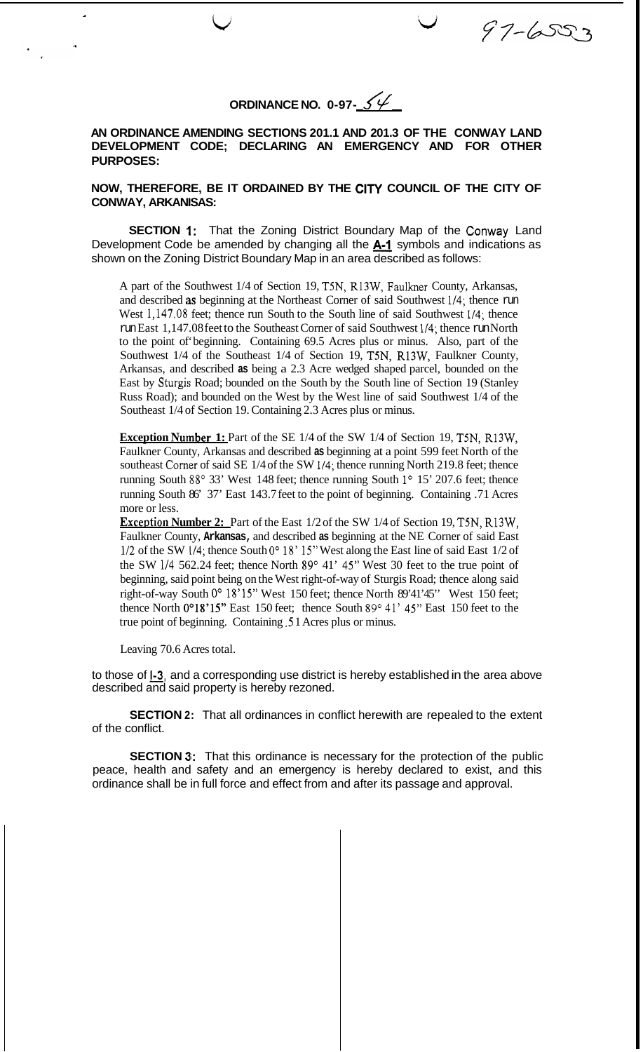97-6553

# ORDINANCE NO. 0-97-54

**AN ORDINANCE AMENDING SECTIONS 201.1 AND 201.3 OF THE CONWAY LAND DEVELOPMENT CODE; DECLARING AN EMERGENCY AND FOR OTHER PURPOSES:**

**NOW, THEREFORE, BE IT ORDAINED BY THE CITY COUNCIL OF THE CITY OF CONWAY, ARKANISAS:**

**SECTION 1:** That the Zoning District Boundary Map of the Conway Land Development Code be amended by changing all the **A-1** symbols and indications as shown on the Zoning District Boundary Map in an area described as follows:

A part of the Southwest 1/4 of Section 19, T5N, R13W, Faulkner County, Arkansas, and described as beginning at the Northeast Corner of said Southwest 1/4; thence run West 1,147.08 feet; thence run South to the South line of said Southwest 1/4; thence run East 1,147.08 feet to the Southeast Corner of said Southwest 1/4; thence run North to the point of beginning. Containing 69.5 Acres plus or minus. Also, part of the Southwest 1/4 of the Southeast 1/4 of Section 19, T5N, R13W, Faulkner County, Arkansas, and described as being a 2.3 Acre wedged shaped parcel, bounded on the East by Sturgis Road; bounded on the South by the South line of Section 19 (Stanley Russ Road); and bounded on the West by the West line of said Southwest 1/4 of the Southeast 1/4 of Section 19. Containing 2.3 Acres plus or minus.

**Exception Number 1:** Part of the SE 1/4 of the SW 1/4 of Section 19, T5N, R13W, Faulkner County, Arkansas and described as beginning at a point 599 feet North of the southeast Corner of said SE 1/4 of the SW 1/4; thence running North 219.8 feet; thence running South 88° 33' West 148 feet; thence running South 1° 15' 207.6 feet; thence running South 86' 37' East 143.7 feet to the point of beginning. Containing .71 Acres more or less.

**Exception Number 2:** Part of the East 1/2 of the SW 1/4 of Section 19, T5N, R13W, Faulkner County, Arkansas, and described as beginning at the NE Corner of said East 1/2 of the SW 1/4; thence South 0° 18' 15" West along the East line of said East 1/2 of the SW 1/4 562.24 feet; thence North 89° 41' 45" West 30 feet to the true point of beginning, said point being on the West right-of-way of Sturgis Road; thence along said right-of-way South 0° 18'15" West 150 feet; thence North 89'41'45" West 150 feet; thence North 0°18'15" East 150 feet; thence South 89° 41' 45" East 150 feet to the true point of beginning. Containing .51 Acres plus or minus.

Leaving 70.6 Acres total.

to those of **I-3**, and a corresponding use district is hereby established in the area above described and said property is hereby rezoned.

**SECTION 2:** That all ordinances in conflict herewith are repealed to the extent of the conflict.

**SECTION 3:** That this ordinance is necessary for the protection of the public peace, health and safety and an emergency is hereby declared to exist, and this ordinance shall be in full force and effect from and after its passage and approval.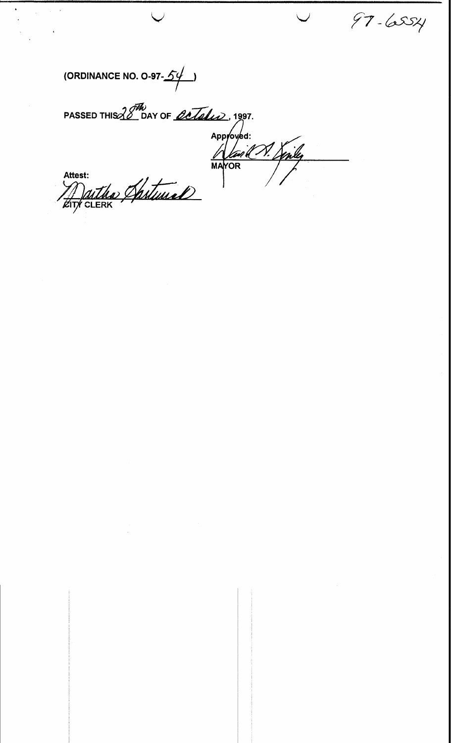97-6554

(ORDINANCE NO. O-97-54)

PASSED THIS 28th DAY OF October, 1997.

Approved:

David A. Tinley
MAYOR

Attest:

Martha Shitimeal
CITY CLERK